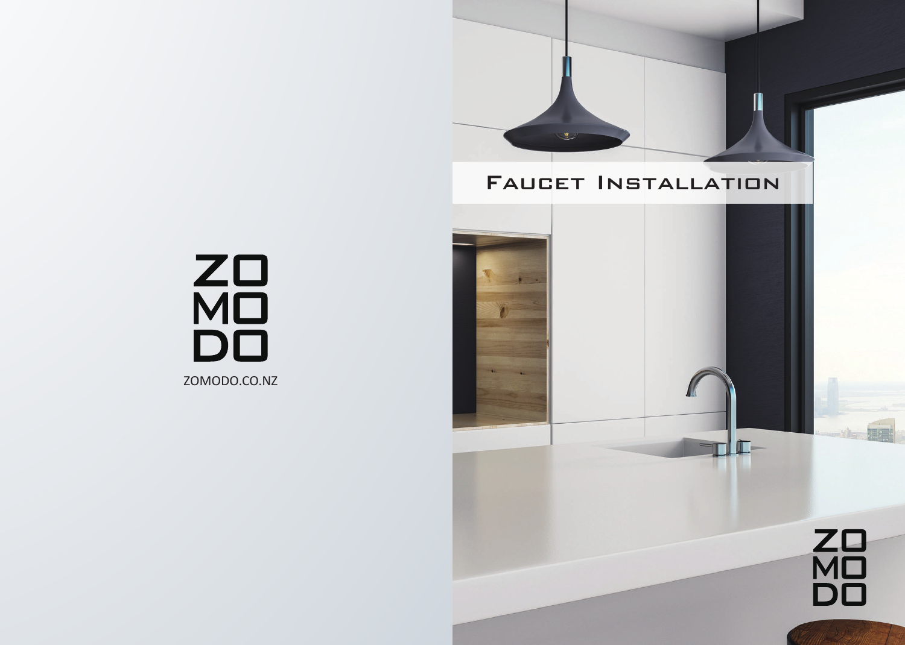ZO
MO
DO

ZOMODO.CO.NZ

# Faucet Installation

ZO
MO
DO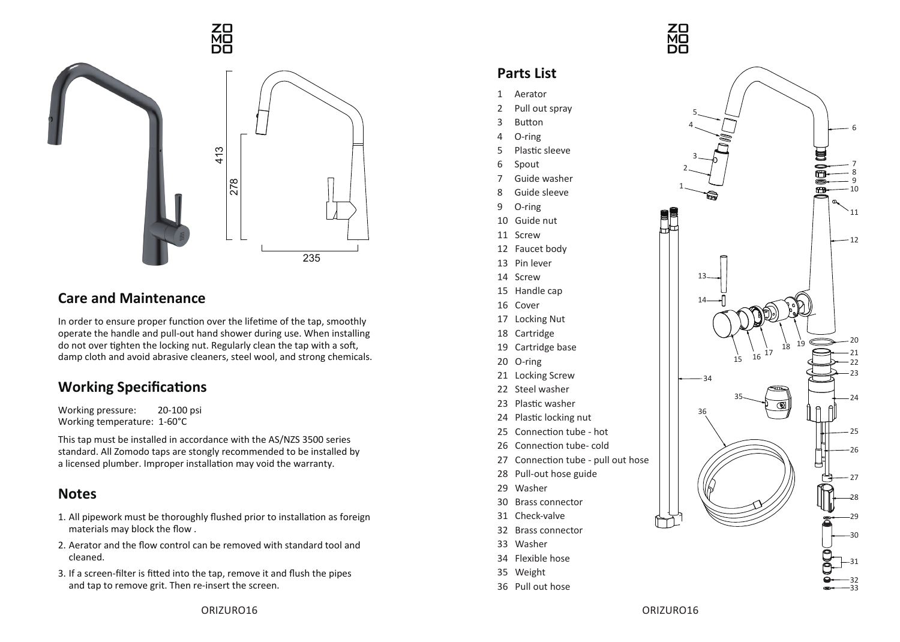## Care and Maintenance

In order to ensure proper function over the lifetime of the tap, smoothly operate the handle and pull-out hand shower during use. When installing do not over tighten the locking nut. Regularly clean the tap with a soft, damp cloth and avoid abrasive cleaners, steel wool, and strong chemicals.

## Working Specifications

Working pressure: 20-100 psi
Working temperature: 1-60°C

This tap must be installed in accordance with the AS/NZS 3500 series standard. All Zomodo taps are stongly recommended to be installed by a licensed plumber. Improper installation may void the warranty.

## Notes

1. All pipework must be thoroughly flushed prior to installation as foreign materials may block the flow .
2. Aerator and the flow control can be removed with standard tool and cleaned.
3. If a screen-filter is fitted into the tap, remove it and flush the pipes and tap to remove grit. Then re-insert the screen.

## Parts List

1 Aerator
2 Pull out spray
3 Button
4 O-ring
5 Plastic sleeve
6 Spout
7 Guide washer
8 Guide sleeve
9 O-ring
10 Guide nut
11 Screw
12 Faucet body
13 Pin lever
14 Screw
15 Handle cap
16 Cover
17 Locking Nut
18 Cartridge
19 Cartridge base
20 O-ring
21 Locking Screw
22 Steel washer
23 Plastic washer
24 Plastic locking nut
25 Connection tube - hot
26 Connection tube- cold
27 Connection tube - pull out hose
28 Pull-out hose guide
29 Washer
30 Brass connector
31 Check-valve
32 Brass connector
33 Washer
34 Flexible hose
35 Weight
36 Pull out hose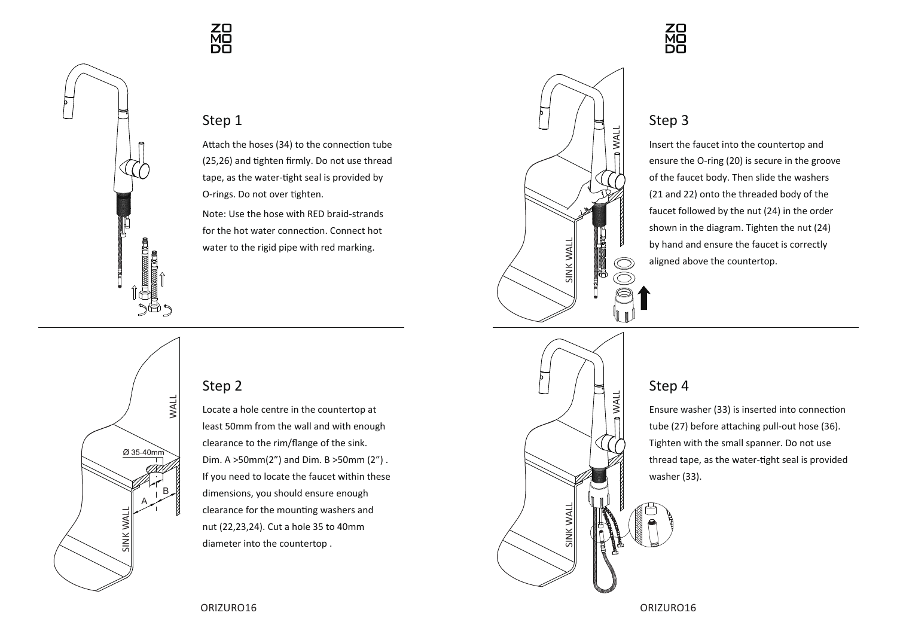## Step 1

Attach the hoses (34) to the connection tube (25,26) and tighten firmly. Do not use thread tape, as the water-tight seal is provided by O-rings. Do not over tighten.

Note: Use the hose with RED braid-strands for the hot water connection. Connect hot water to the rigid pipe with red marking.

## Step 2

Locate a hole centre in the countertop at least 50mm from the wall and with enough clearance to the rim/flange of the sink. Dim. A >50mm(2") and Dim. B >50mm (2") . If you need to locate the faucet within these dimensions, you should ensure enough clearance for the mounting washers and nut (22,23,24). Cut a hole 35 to 40mm diameter into the countertop .

## Step 3

Insert the faucet into the countertop and ensure the O-ring (20) is secure in the groove of the faucet body. Then slide the washers (21 and 22) onto the threaded body of the faucet followed by the nut (24) in the order shown in the diagram. Tighten the nut (24) by hand and ensure the faucet is correctly aligned above the countertop.

## Step 4

Ensure washer (33) is inserted into connection tube (27) before attaching pull-out hose (36). Tighten with the small spanner. Do not use thread tape, as the water-tight seal is provided washer (33).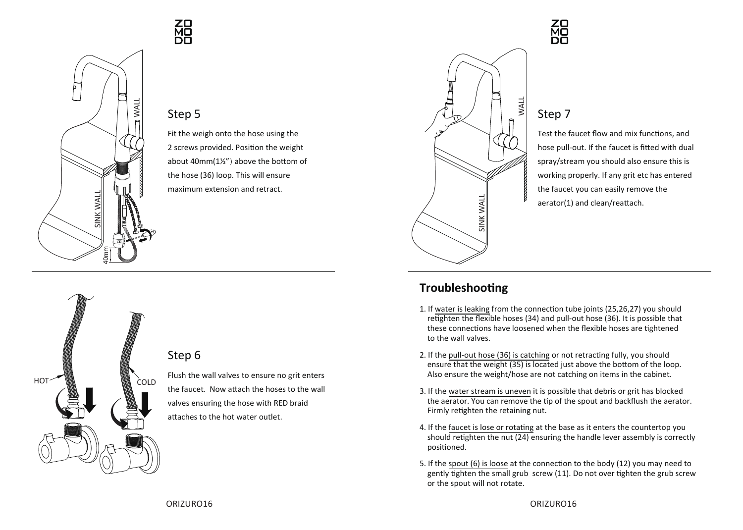## Step 5

Fit the weigh onto the hose using the 2 screws provided. Position the weight about 40mm(1½") above the bottom of the hose (36) loop. This will ensure maximum extension and retract.

## Step 6

Flush the wall valves to ensure no grit enters the faucet. Now attach the hoses to the wall valves ensuring the hose with RED braid attaches to the hot water outlet.

## Step 7

Test the faucet flow and mix functions, and hose pull-out. If the faucet is fitted with dual spray/stream you should also ensure this is working properly. If any grit etc has entered the faucet you can easily remove the aerator(1) and clean/reattach.

## Troubleshooting

1. If water is leaking from the connection tube joints (25,26,27) you should retighten the flexible hoses (34) and pull-out hose (36). It is possible that these connections have loosened when the flexible hoses are tightened to the wall valves.
2. If the pull-out hose (36) is catching or not retracting fully, you should ensure that the weight (35) is located just above the bottom of the loop. Also ensure the weight/hose are not catching on items in the cabinet.
3. If the water stream is uneven it is possible that debris or grit has blocked the aerator. You can remove the tip of the spout and backflush the aerator. Firmly retighten the retaining nut.
4. If the faucet is lose or rotating at the base as it enters the countertop you should retighten the nut (24) ensuring the handle lever assembly is correctly positioned.
5. If the spout (6) is loose at the connection to the body (12) you may need to gently tighten the small grub screw (11). Do not over tighten the grub screw or the spout will not rotate.